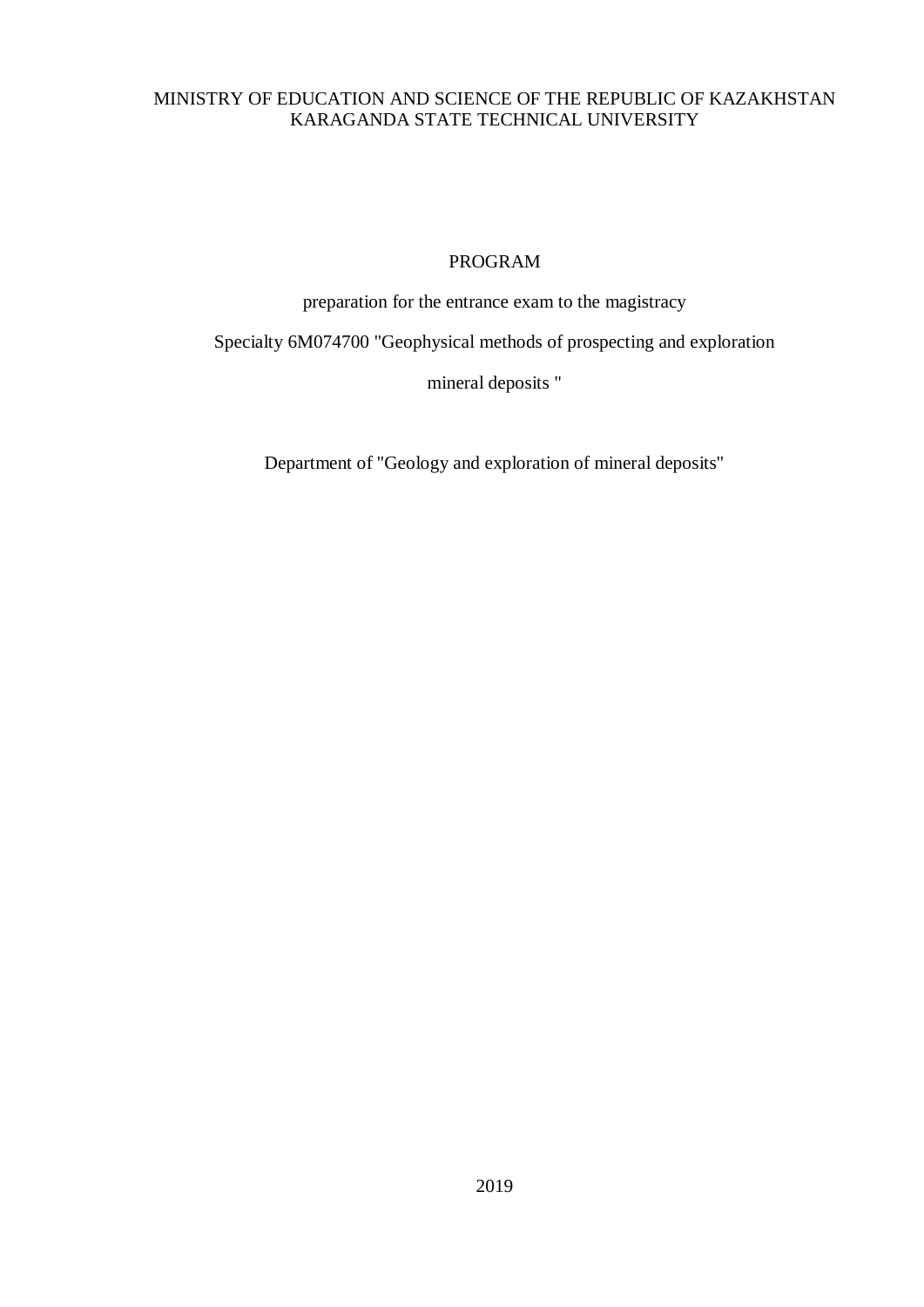MINISTRY OF EDUCATION AND SCIENCE OF THE REPUBLIC OF KAZAKHSTAN
KARAGANDA STATE TECHNICAL UNIVERSITY

# PROGRAM

preparation for the entrance exam to the magistracy

Specialty 6M074700 "Geophysical methods of prospecting and exploration

mineral deposits "

Department of "Geology and exploration of mineral deposits"

2019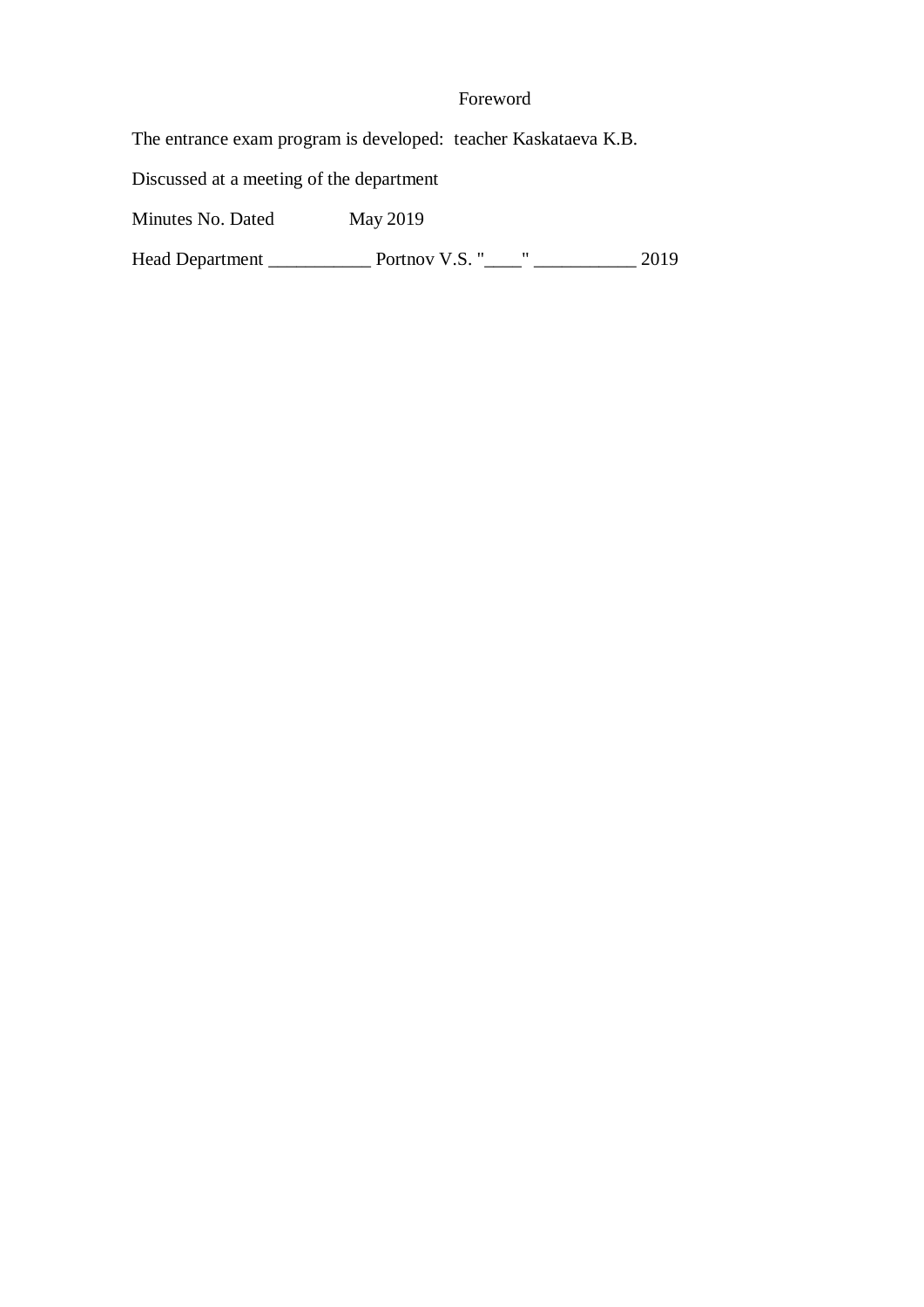# Foreword

The entrance exam program is developed: teacher Kaskataeva K.B.

Discussed at a meeting of the department

Minutes No. Dated May 2019

Head Department ___________ Portnov V.S. "____" ___________ 2019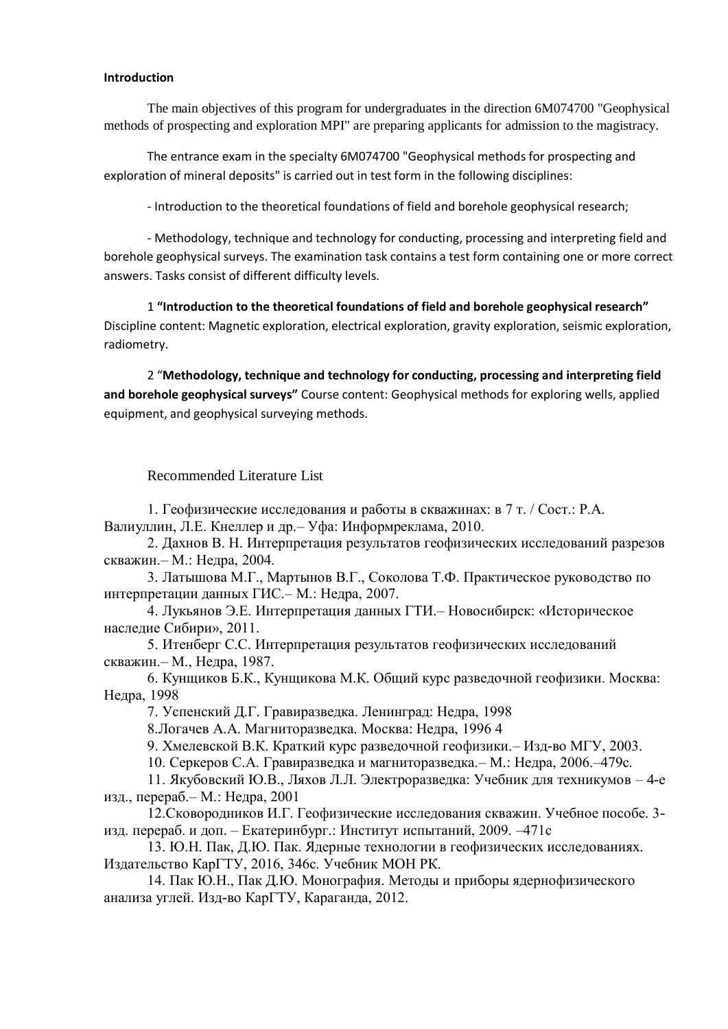**Introduction**

The main objectives of this program for undergraduates in the direction 6M074700 "Geophysical methods of prospecting and exploration MPI" are preparing applicants for admission to the magistracy.

The entrance exam in the specialty 6M074700 "Geophysical methods for prospecting and exploration of mineral deposits" is carried out in test form in the following disciplines:

- Introduction to the theoretical foundations of field and borehole geophysical research;

- Methodology, technique and technology for conducting, processing and interpreting field and borehole geophysical surveys. The examination task contains a test form containing one or more correct answers. Tasks consist of different difficulty levels.

1 **"Introduction to the theoretical foundations of field and borehole geophysical research"** Discipline content: Magnetic exploration, electrical exploration, gravity exploration, seismic exploration, radiometry.

2 "**Methodology, technique and technology for conducting, processing and interpreting field and borehole geophysical surveys"** Course content: Geophysical methods for exploring wells, applied equipment, and geophysical surveying methods.

Recommended Literature List

1. Геофизические исследования и работы в скважинах: в 7 т. / Сост.: Р.А. Валиуллин, Л.Е. Кнеллер и др.– Уфа: Информреклама, 2010.
2. Дахнов В. Н. Интерпретация результатов геофизических исследований разрезов скважин.– М.: Недра, 2004.
3. Латышова М.Г., Мартынов В.Г., Соколова Т.Ф. Практическое руководство по интерпретации данных ГИС.– М.: Недра, 2007.
4. Лукьянов Э.Е. Интерпретация данных ГТИ.– Новосибирск: «Историческое наследие Сибири», 2011.
5. Итенберг С.С. Интерпретация результатов геофизических исследований скважин.– М., Недра, 1987.
6. Кунщиков Б.К., Кунщикова М.К. Общий курс разведочной геофизики. Москва: Недра, 1998
7. Успенский Д.Г. Гравиразведка. Ленинград: Недра, 1998
8. Логачев А.А. Магниторазведка. Москва: Недра, 1996 4
9. Хмелевской В.К. Краткий курс разведочной геофизики.– Изд-во МГУ, 2003.
10. Серкеров С.А. Гравиразведка и магниторазведка.– М.: Недра, 2006.–479с.
11. Якубовский Ю.В., Ляхов Л.Л. Электроразведка: Учебник для техникумов – 4-е изд., перераб.– М.: Недра, 2001
12. Сковородников И.Г. Геофизические исследования скважин. Учебное пособе. 3-изд. перераб. и доп. – Екатеринбург.: Институт испытаний, 2009. –471с
13. Ю.Н. Пак, Д.Ю. Пак. Ядерные технологии в геофизических исследованиях. Издательство КарГТУ, 2016, 346с. Учебник МОН РК.
14. Пак Ю.Н., Пак Д.Ю. Монография. Методы и приборы ядернофизического анализа углей. Изд-во КарГТУ, Караганда, 2012.